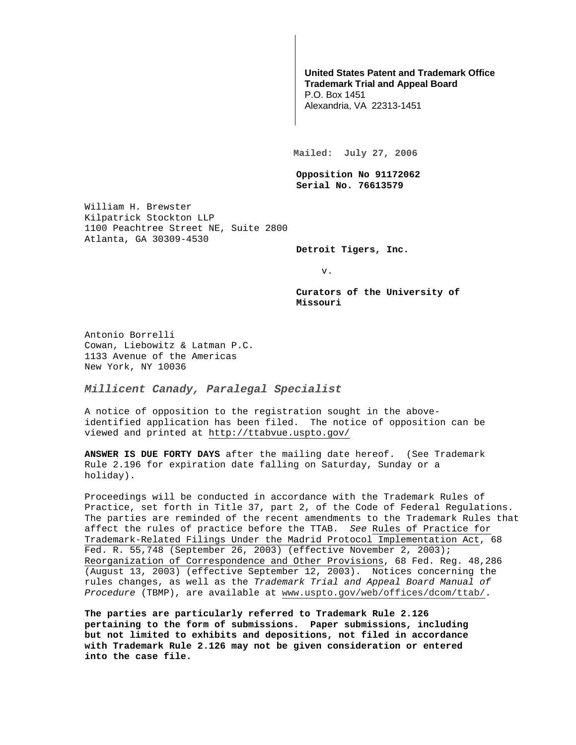**United States Patent and Trademark Office**
**Trademark Trial and Appeal Board**
P.O. Box 1451
Alexandria, VA 22313-1451

**Mailed: July 27, 2006**

**Opposition No 91172062**
**Serial No. 76613579**

William H. Brewster
Kilpatrick Stockton LLP
1100 Peachtree Street NE, Suite 2800
Atlanta, GA 30309-4530

**Detroit Tigers, Inc.**

v.

**Curators of the University of Missouri**

Antonio Borrelli
Cowan, Liebowitz & Latman P.C.
1133 Avenue of the Americas
New York, NY 10036

***Millicent Canady, Paralegal Specialist***

A notice of opposition to the registration sought in the above-identified application has been filed. The notice of opposition can be viewed and printed at http://ttabvue.uspto.gov/

**ANSWER IS DUE FORTY DAYS** after the mailing date hereof. (See Trademark Rule 2.196 for expiration date falling on Saturday, Sunday or a holiday).

Proceedings will be conducted in accordance with the Trademark Rules of Practice, set forth in Title 37, part 2, of the Code of Federal Regulations. The parties are reminded of the recent amendments to the Trademark Rules that affect the rules of practice before the TTAB. *See* Rules of Practice for Trademark-Related Filings Under the Madrid Protocol Implementation Act, 68 Fed. R. 55,748 (September 26, 2003) (effective November 2, 2003); Reorganization of Correspondence and Other Provisions, 68 Fed. Reg. 48,286 (August 13, 2003) (effective September 12, 2003). Notices concerning the rules changes, as well as the *Trademark Trial and Appeal Board Manual of Procedure* (TBMP), are available at www.uspto.gov/web/offices/dcom/ttab/.

**The parties are particularly referred to Trademark Rule 2.126 pertaining to the form of submissions. Paper submissions, including but not limited to exhibits and depositions, not filed in accordance with Trademark Rule 2.126 may not be given consideration or entered into the case file.**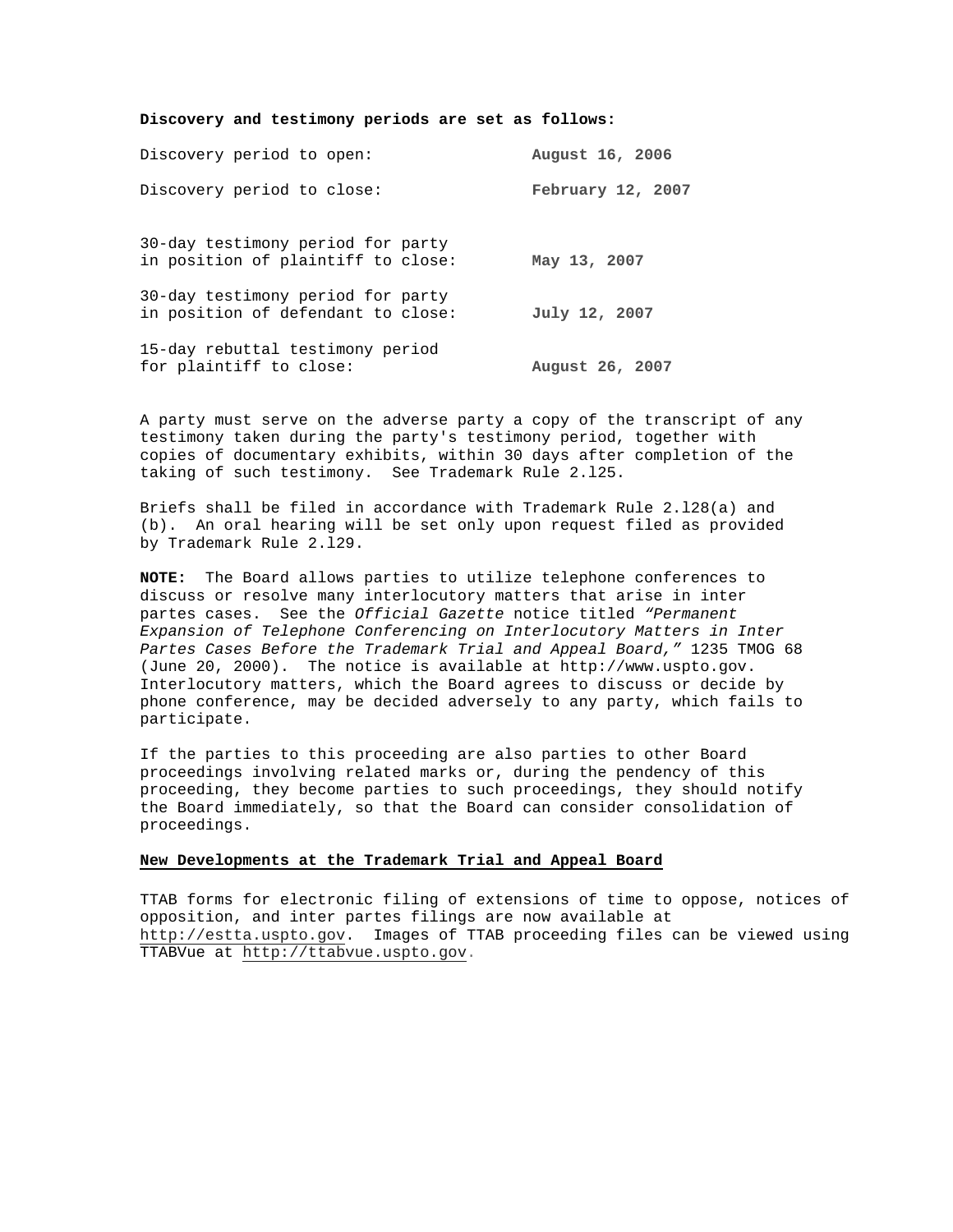**Discovery and testimony periods are set as follows:**

| | |
|---|---|
| Discovery period to open: | **August 16, 2006** |
| Discovery period to close: | **February 12, 2007** |
| 30-day testimony period for party in position of plaintiff to close: | **May 13, 2007** |
| 30-day testimony period for party in position of defendant to close: | **July 12, 2007** |
| 15-day rebuttal testimony period for plaintiff to close: | **August 26, 2007** |

A party must serve on the adverse party a copy of the transcript of any testimony taken during the party's testimony period, together with copies of documentary exhibits, within 30 days after completion of the taking of such testimony. See Trademark Rule 2.l25.

Briefs shall be filed in accordance with Trademark Rule 2.l28(a) and (b). An oral hearing will be set only upon request filed as provided by Trademark Rule 2.l29.

**NOTE:** The Board allows parties to utilize telephone conferences to discuss or resolve many interlocutory matters that arise in inter partes cases. See the *Official Gazette* notice titled *"Permanent Expansion of Telephone Conferencing on Interlocutory Matters in Inter Partes Cases Before the Trademark Trial and Appeal Board,"* 1235 TMOG 68 (June 20, 2000). The notice is available at http://www.uspto.gov. Interlocutory matters, which the Board agrees to discuss or decide by phone conference, may be decided adversely to any party, which fails to participate.

If the parties to this proceeding are also parties to other Board proceedings involving related marks or, during the pendency of this proceeding, they become parties to such proceedings, they should notify the Board immediately, so that the Board can consider consolidation of proceedings.

**New Developments at the Trademark Trial and Appeal Board**

TTAB forms for electronic filing of extensions of time to oppose, notices of opposition, and inter partes filings are now available at http://estta.uspto.gov. Images of TTAB proceeding files can be viewed using TTABVue at http://ttabvue.uspto.gov.